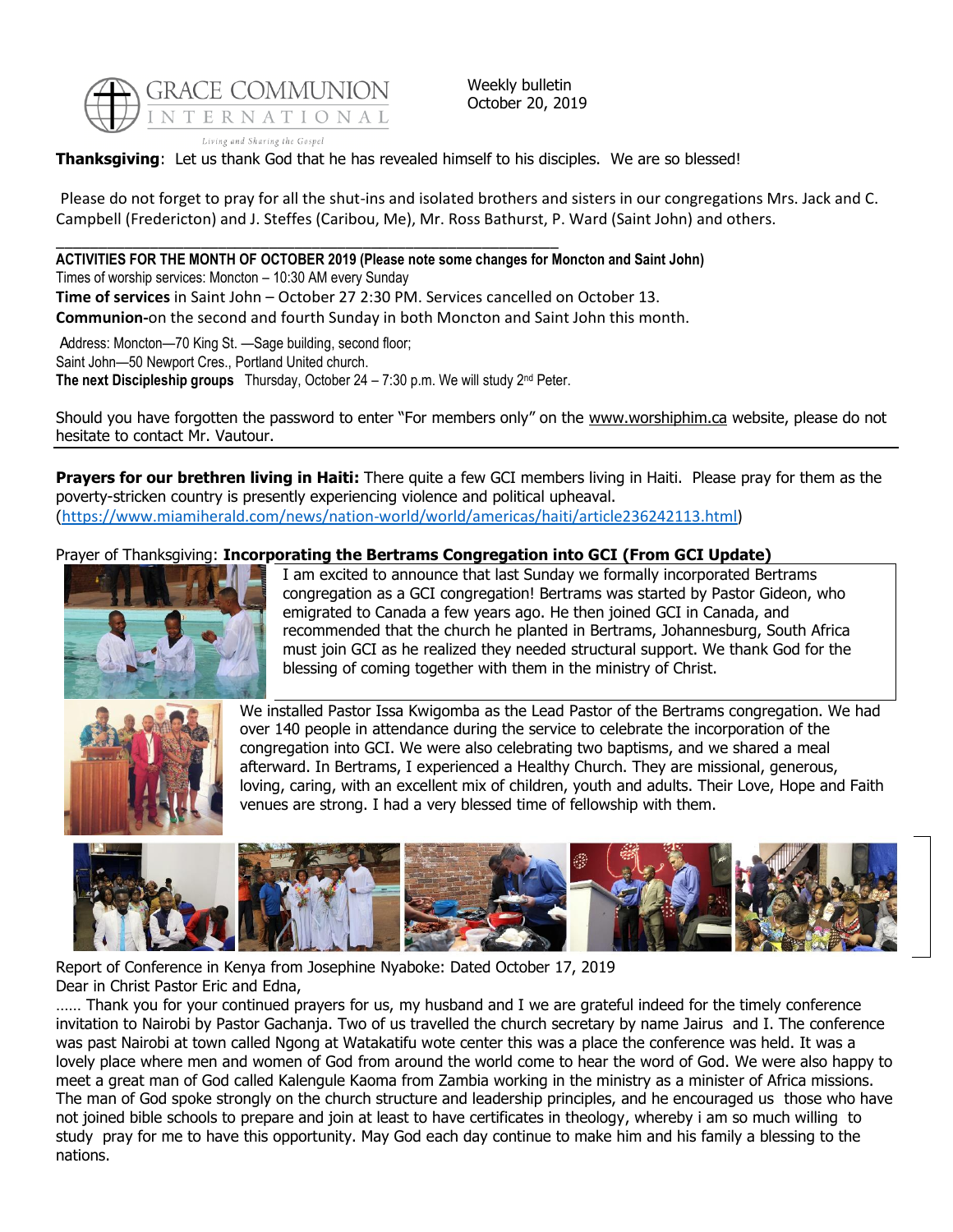GRACE COMMUNION INTERNATIONAL

*Living and Sharing the Gospel*

Weekly bulletin
October 20, 2019

**Thanksgiving**: Let us thank God that he has revealed himself to his disciples. We are so blessed!

Please do not forget to pray for all the shut-ins and isolated brothers and sisters in our congregations Mrs. Jack and C. Campbell (Fredericton) and J. Steffes (Caribou, Me), Mr. Ross Bathurst, P. Ward (Saint John) and others.

---

**ACTIVITIES FOR THE MONTH OF OCTOBER 2019 (Please note some changes for Moncton and Saint John)**

Times of worship services: Moncton – 10:30 AM every Sunday

**Time of services** in Saint John – October 27 2:30 PM. Services cancelled on October 13.

**Communion-**on the second and fourth Sunday in both Moncton and Saint John this month.

Address: Moncton—70 King St. —Sage building, second floor;
Saint John—50 Newport Cres., Portland United church.

**The next Discipleship groups** Thursday, October 24 – 7:30 p.m. We will study 2nd Peter.

Should you have forgotten the password to enter "For members only" on the www.worshiphim.ca website, please do not hesitate to contact Mr. Vautour.

---

**Prayers for our brethren living in Haiti:** There quite a few GCI members living in Haiti. Please pray for them as the poverty-stricken country is presently experiencing violence and political upheaval. (https://www.miamiherald.com/news/nation-world/world/americas/haiti/article236242113.html)

Prayer of Thanksgiving: **Incorporating the Bertrams Congregation into GCI (From GCI Update)**

I am excited to announce that last Sunday we formally incorporated Bertrams congregation as a GCI congregation! Bertrams was started by Pastor Gideon, who emigrated to Canada a few years ago. He then joined GCI in Canada, and recommended that the church he planted in Bertrams, Johannesburg, South Africa must join GCI as he realized they needed structural support. We thank God for the blessing of coming together with them in the ministry of Christ.

We installed Pastor Issa Kwigomba as the Lead Pastor of the Bertrams congregation. We had over 140 people in attendance during the service to celebrate the incorporation of the congregation into GCI. We were also celebrating two baptisms, and we shared a meal afterward. In Bertrams, I experienced a Healthy Church. They are missional, generous, loving, caring, with an excellent mix of children, youth and adults. Their Love, Hope and Faith venues are strong. I had a very blessed time of fellowship with them.

Report of Conference in Kenya from Josephine Nyaboke: Dated October 17, 2019

Dear in Christ Pastor Eric and Edna,

…… Thank you for your continued prayers for us, my husband and I we are grateful indeed for the timely conference invitation to Nairobi by Pastor Gachanja. Two of us travelled the church secretary by name Jairus and I. The conference was past Nairobi at town called Ngong at Watakatifu wote center this was a place the conference was held. It was a lovely place where men and women of God from around the world come to hear the word of God. We were also happy to meet a great man of God called Kalengule Kaoma from Zambia working in the ministry as a minister of Africa missions. The man of God spoke strongly on the church structure and leadership principles, and he encouraged us those who have not joined bible schools to prepare and join at least to have certificates in theology, whereby i am so much willing to study pray for me to have this opportunity. May God each day continue to make him and his family a blessing to the nations.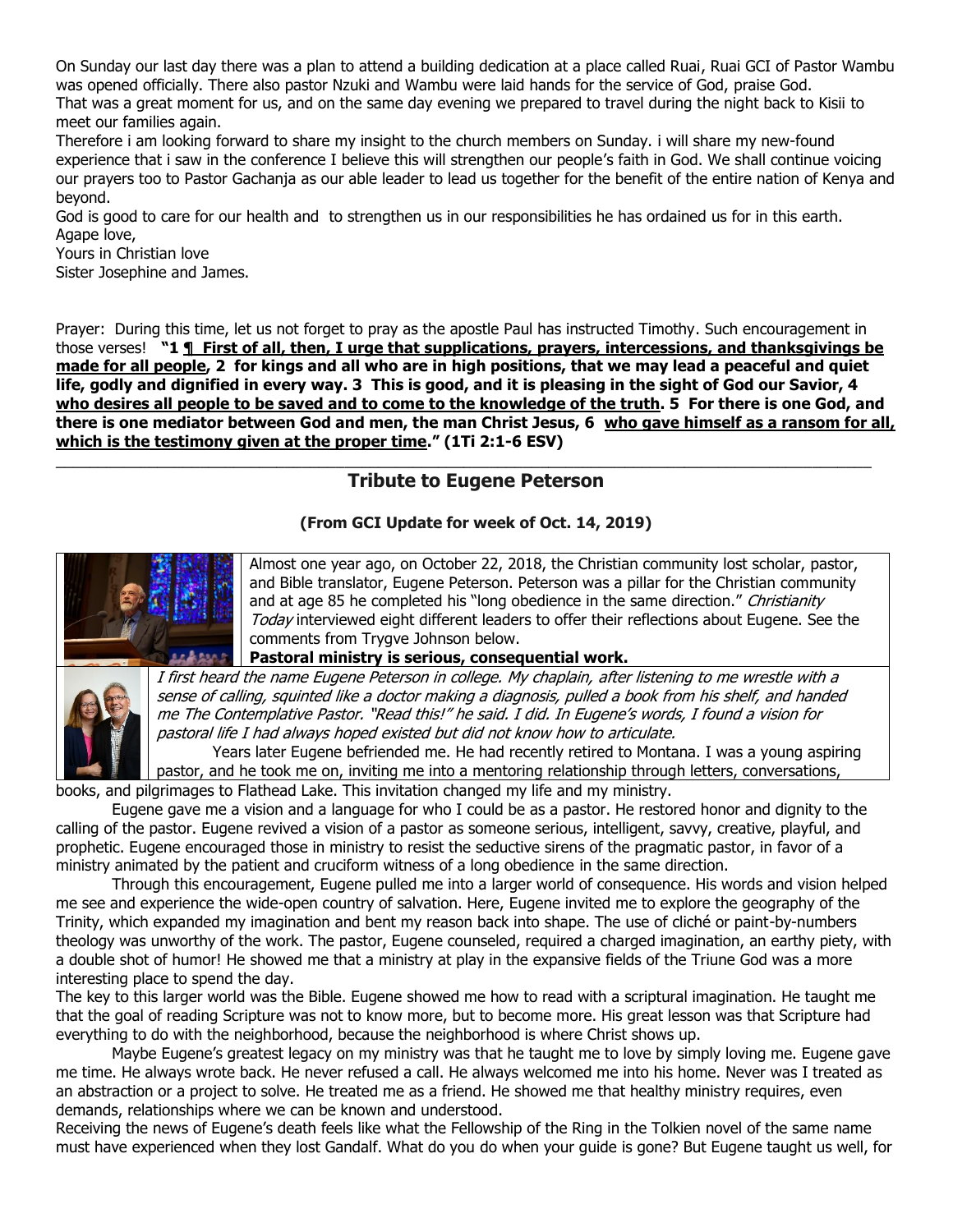On Sunday our last day there was a plan to attend a building dedication at a place called Ruai, Ruai GCI of Pastor Wambu was opened officially. There also pastor Nzuki and Wambu were laid hands for the service of God, praise God.
That was a great moment for us, and on the same day evening we prepared to travel during the night back to Kisii to meet our families again.
Therefore i am looking forward to share my insight to the church members on Sunday. i will share my new-found experience that i saw in the conference I believe this will strengthen our people's faith in God. We shall continue voicing our prayers too to Pastor Gachanja as our able leader to lead us together for the benefit of the entire nation of Kenya and beyond.
God is good to care for our health and to strengthen us in our responsibilities he has ordained us for in this earth.
Agape love,
Yours in Christian love
Sister Josephine and James.

Prayer: During this time, let us not forget to pray as the apostle Paul has instructed Timothy. Such encouragement in those verses! **"1 ¶ First of all, then, I urge that supplications, prayers, intercessions, and thanksgivings be made for all people, 2 for kings and all who are in high positions, that we may lead a peaceful and quiet life, godly and dignified in every way. 3 This is good, and it is pleasing in the sight of God our Savior, 4 who desires all people to be saved and to come to the knowledge of the truth. 5 For there is one God, and there is one mediator between God and men, the man Christ Jesus, 6 who gave himself as a ransom for all, which is the testimony given at the proper time." (1Ti 2:1-6 ESV)**

---

## Tribute to Eugene Peterson

**(From GCI Update for week of Oct. 14, 2019)**

Almost one year ago, on October 22, 2018, the Christian community lost scholar, pastor, and Bible translator, Eugene Peterson. Peterson was a pillar for the Christian community and at age 85 he completed his "long obedience in the same direction." *Christianity Today* interviewed eight different leaders to offer their reflections about Eugene. See the comments from Trygve Johnson below.

**Pastoral ministry is serious, consequential work.**

*I first heard the name Eugene Peterson in college. My chaplain, after listening to me wrestle with a sense of calling, squinted like a doctor making a diagnosis, pulled a book from his shelf, and handed me The Contemplative Pastor. "Read this!" he said. I did. In Eugene's words, I found a vision for pastoral life I had always hoped existed but did not know how to articulate.*

Years later Eugene befriended me. He had recently retired to Montana. I was a young aspiring pastor, and he took me on, inviting me into a mentoring relationship through letters, conversations, books, and pilgrimages to Flathead Lake. This invitation changed my life and my ministry.

Eugene gave me a vision and a language for who I could be as a pastor. He restored honor and dignity to the calling of the pastor. Eugene revived a vision of a pastor as someone serious, intelligent, savvy, creative, playful, and prophetic. Eugene encouraged those in ministry to resist the seductive sirens of the pragmatic pastor, in favor of a ministry animated by the patient and cruciform witness of a long obedience in the same direction.

Through this encouragement, Eugene pulled me into a larger world of consequence. His words and vision helped me see and experience the wide-open country of salvation. Here, Eugene invited me to explore the geography of the Trinity, which expanded my imagination and bent my reason back into shape. The use of cliché or paint-by-numbers theology was unworthy of the work. The pastor, Eugene counseled, required a charged imagination, an earthy piety, with a double shot of humor! He showed me that a ministry at play in the expansive fields of the Triune God was a more interesting place to spend the day.

The key to this larger world was the Bible. Eugene showed me how to read with a scriptural imagination. He taught me that the goal of reading Scripture was not to know more, but to become more. His great lesson was that Scripture had everything to do with the neighborhood, because the neighborhood is where Christ shows up.

Maybe Eugene's greatest legacy on my ministry was that he taught me to love by simply loving me. Eugene gave me time. He always wrote back. He never refused a call. He always welcomed me into his home. Never was I treated as an abstraction or a project to solve. He treated me as a friend. He showed me that healthy ministry requires, even demands, relationships where we can be known and understood.

Receiving the news of Eugene's death feels like what the Fellowship of the Ring in the Tolkien novel of the same name must have experienced when they lost Gandalf. What do you do when your guide is gone? But Eugene taught us well, for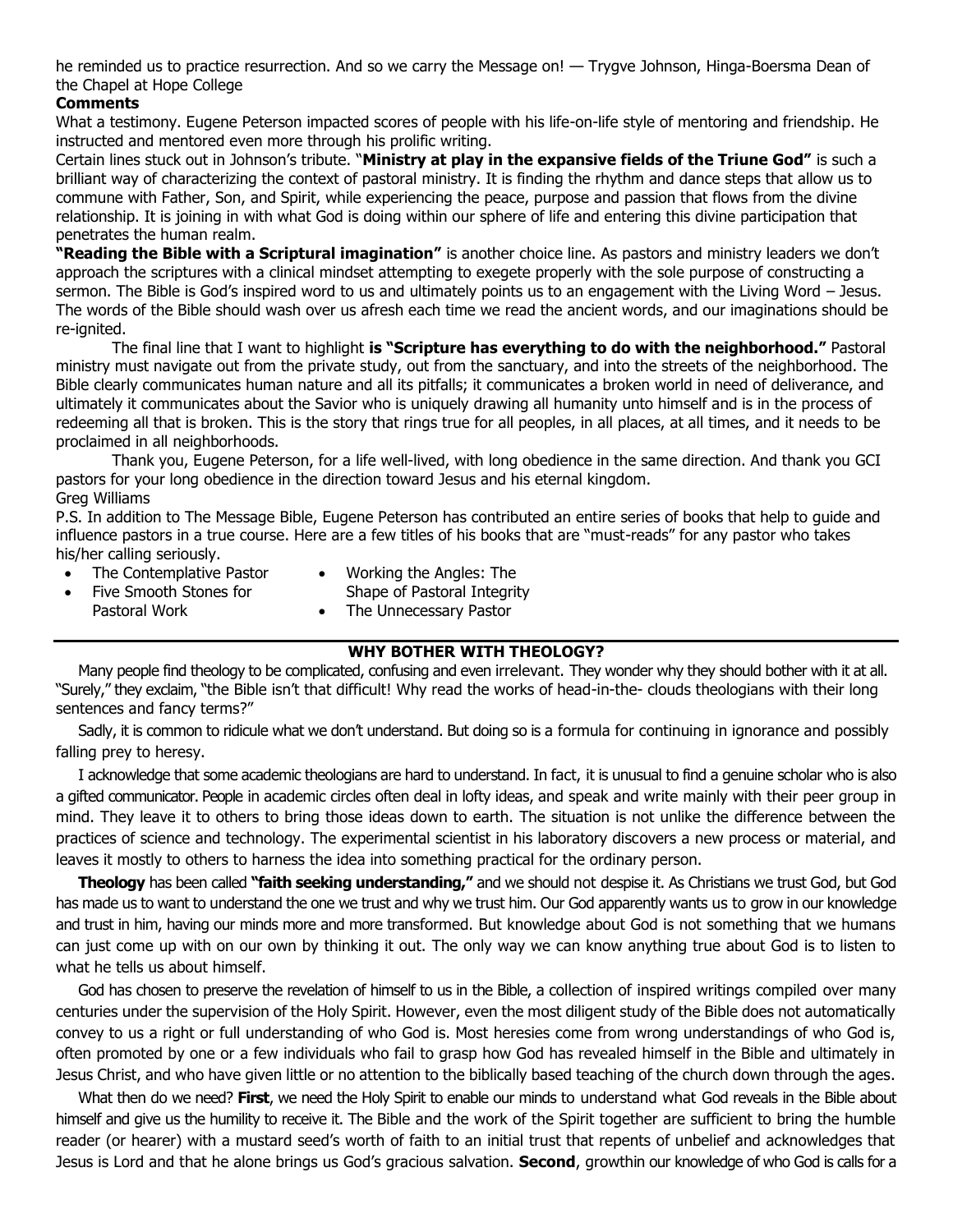he reminded us to practice resurrection. And so we carry the Message on! — Trygve Johnson, Hinga-Boersma Dean of the Chapel at Hope College

**Comments**

What a testimony. Eugene Peterson impacted scores of people with his life-on-life style of mentoring and friendship. He instructed and mentored even more through his prolific writing.

Certain lines stuck out in Johnson's tribute. "**Ministry at play in the expansive fields of the Triune God"** is such a brilliant way of characterizing the context of pastoral ministry. It is finding the rhythm and dance steps that allow us to commune with Father, Son, and Spirit, while experiencing the peace, purpose and passion that flows from the divine relationship. It is joining in with what God is doing within our sphere of life and entering this divine participation that penetrates the human realm.

**"Reading the Bible with a Scriptural imagination"** is another choice line. As pastors and ministry leaders we don't approach the scriptures with a clinical mindset attempting to exegete properly with the sole purpose of constructing a sermon. The Bible is God's inspired word to us and ultimately points us to an engagement with the Living Word – Jesus. The words of the Bible should wash over us afresh each time we read the ancient words, and our imaginations should be re-ignited.

The final line that I want to highlight **is "Scripture has everything to do with the neighborhood."** Pastoral ministry must navigate out from the private study, out from the sanctuary, and into the streets of the neighborhood. The Bible clearly communicates human nature and all its pitfalls; it communicates a broken world in need of deliverance, and ultimately it communicates about the Savior who is uniquely drawing all humanity unto himself and is in the process of redeeming all that is broken. This is the story that rings true for all peoples, in all places, at all times, and it needs to be proclaimed in all neighborhoods.

Thank you, Eugene Peterson, for a life well-lived, with long obedience in the same direction. And thank you GCI pastors for your long obedience in the direction toward Jesus and his eternal kingdom.

Greg Williams

P.S. In addition to The Message Bible, Eugene Peterson has contributed an entire series of books that help to guide and influence pastors in a true course. Here are a few titles of his books that are "must-reads" for any pastor who takes his/her calling seriously.

- The Contemplative Pastor
- Five Smooth Stones for Pastoral Work
- Working the Angles: The Shape of Pastoral Integrity
- The Unnecessary Pastor

## WHY BOTHER WITH THEOLOGY?

Many people find theology to be complicated, confusing and even irrelevant. They wonder why they should bother with it at all. "Surely," they exclaim, "the Bible isn't that difficult! Why read the works of head-in-the- clouds theologians with their long sentences and fancy terms?"

Sadly, it is common to ridicule what we don't understand. But doing so is a formula for continuing in ignorance and possibly falling prey to heresy.

I acknowledge that some academic theologians are hard to understand. In fact, it is unusual to find a genuine scholar who is also a gifted communicator. People in academic circles often deal in lofty ideas, and speak and write mainly with their peer group in mind. They leave it to others to bring those ideas down to earth. The situation is not unlike the difference between the practices of science and technology. The experimental scientist in his laboratory discovers a new process or material, and leaves it mostly to others to harness the idea into something practical for the ordinary person.

**Theology** has been called **"faith seeking understanding,"** and we should not despise it. As Christians we trust God, but God has made us to want to understand the one we trust and why we trust him. Our God apparently wants us to grow in our knowledge and trust in him, having our minds more and more transformed. But knowledge about God is not something that we humans can just come up with on our own by thinking it out. The only way we can know anything true about God is to listen to what he tells us about himself.

God has chosen to preserve the revelation of himself to us in the Bible, a collection of inspired writings compiled over many centuries under the supervision of the Holy Spirit. However, even the most diligent study of the Bible does not automatically convey to us a right or full understanding of who God is. Most heresies come from wrong understandings of who God is, often promoted by one or a few individuals who fail to grasp how God has revealed himself in the Bible and ultimately in Jesus Christ, and who have given little or no attention to the biblically based teaching of the church down through the ages.

What then do we need? **First**, we need the Holy Spirit to enable our minds to understand what God reveals in the Bible about himself and give us the humility to receive it. The Bible and the work of the Spirit together are sufficient to bring the humble reader (or hearer) with a mustard seed's worth of faith to an initial trust that repents of unbelief and acknowledges that Jesus is Lord and that he alone brings us God's gracious salvation. **Second**, growthin our knowledge of who God is calls for a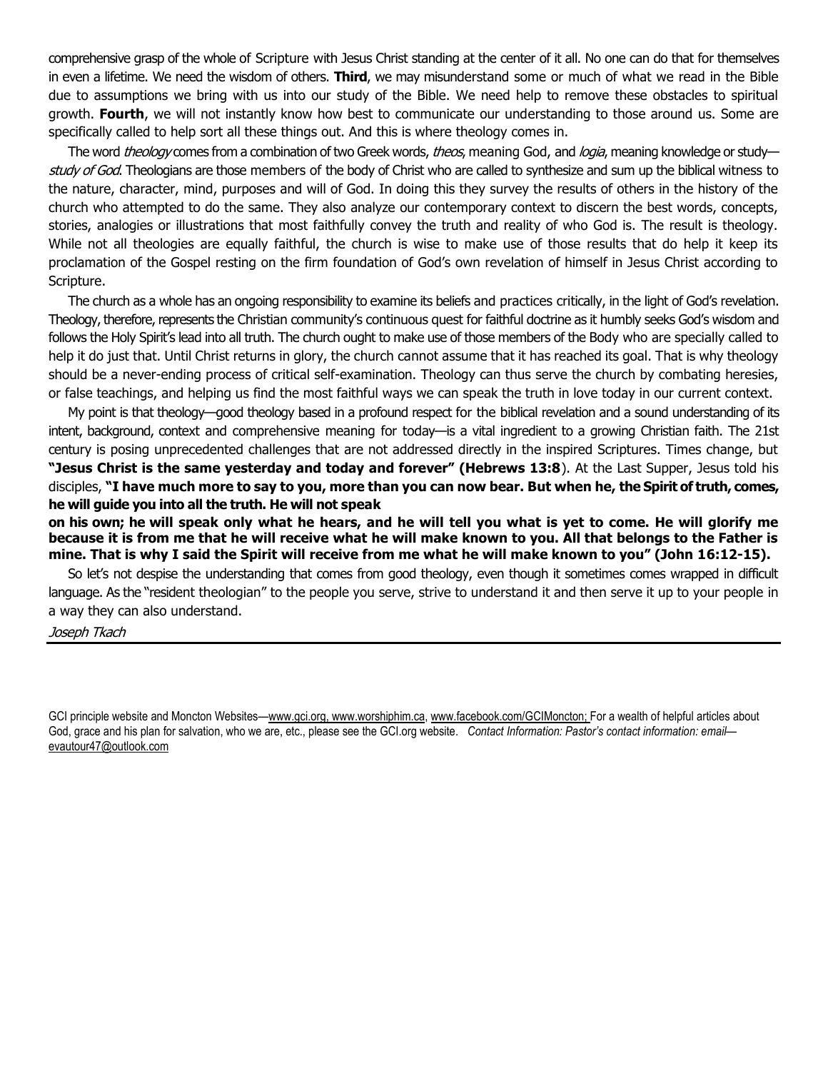comprehensive grasp of the whole of Scripture with Jesus Christ standing at the center of it all. No one can do that for themselves in even a lifetime. We need the wisdom of others. **Third**, we may misunderstand some or much of what we read in the Bible due to assumptions we bring with us into our study of the Bible. We need help to remove these obstacles to spiritual growth. **Fourth**, we will not instantly know how best to communicate our understanding to those around us. Some are specifically called to help sort all these things out. And this is where theology comes in.

The word *theology* comes from a combination of two Greek words, *theos*, meaning God, and *logia*, meaning knowledge or study—*study of God*. Theologians are those members of the body of Christ who are called to synthesize and sum up the biblical witness to the nature, character, mind, purposes and will of God. In doing this they survey the results of others in the history of the church who attempted to do the same. They also analyze our contemporary context to discern the best words, concepts, stories, analogies or illustrations that most faithfully convey the truth and reality of who God is. The result is theology. While not all theologies are equally faithful, the church is wise to make use of those results that do help it keep its proclamation of the Gospel resting on the firm foundation of God's own revelation of himself in Jesus Christ according to Scripture.

The church as a whole has an ongoing responsibility to examine its beliefs and practices critically, in the light of God's revelation. Theology, therefore, represents the Christian community's continuous quest for faithful doctrine as it humbly seeks God's wisdom and follows the Holy Spirit's lead into all truth. The church ought to make use of those members of the Body who are specially called to help it do just that. Until Christ returns in glory, the church cannot assume that it has reached its goal. That is why theology should be a never-ending process of critical self-examination. Theology can thus serve the church by combating heresies, or false teachings, and helping us find the most faithful ways we can speak the truth in love today in our current context.

My point is that theology—good theology based in a profound respect for the biblical revelation and a sound understanding of its intent, background, context and comprehensive meaning for today—is a vital ingredient to a growing Christian faith. The 21st century is posing unprecedented challenges that are not addressed directly in the inspired Scriptures. Times change, but **"Jesus Christ is the same yesterday and today and forever" (Hebrews 13:8**). At the Last Supper, Jesus told his disciples, **"I have much more to say to you, more than you can now bear. But when he, the Spirit of truth, comes, he will guide you into all the truth. He will not speak on his own; he will speak only what he hears, and he will tell you what is yet to come. He will glorify me because it is from me that he will receive what he will make known to you. All that belongs to the Father is mine. That is why I said the Spirit will receive from me what he will make known to you" (John 16:12-15).**

So let's not despise the understanding that comes from good theology, even though it sometimes comes wrapped in difficult language. As the "resident theologian" to the people you serve, strive to understand it and then serve it up to your people in a way they can also understand.

*Joseph Tkach*

---

GCI principle website and Moncton Websites—www.gci.org, www.worshiphim.ca, www.facebook.com/GCIMoncton; For a wealth of helpful articles about God, grace and his plan for salvation, who we are, etc., please see the GCI.org website. *Contact Information: Pastor's contact information: email—* evautour47@outlook.com